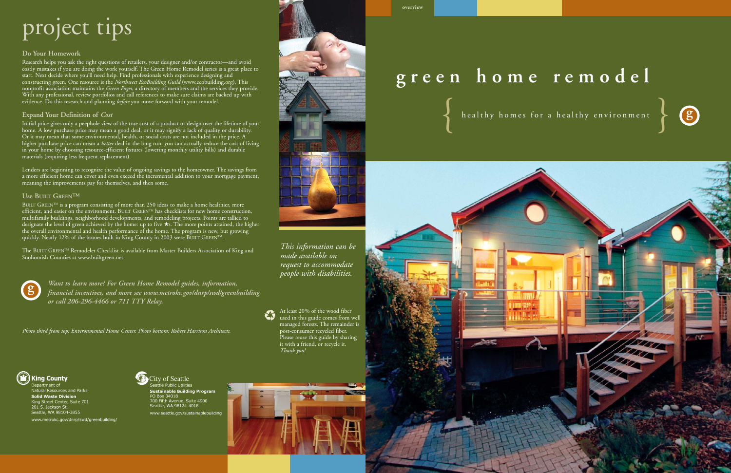# project tips

## Do Your Homework

Research helps you ask the right questions of retailers, your designer and/or contractor—and avoid costly mistakes if you are doing the work yourself. The Green Home Remodel series is a great place to start. Next decide where you'll need help. Find professionals with experience designing and constructing green. One resource is the *Northwest EcoBuilding Guild* (www.ecobuilding.org). This nonprofit association maintains the *Green Pages,* a directory of members and the services they provide. With any professional, review portfolios and call references to make sure claims are backed up with evidence. Do this research and planning *before* you move forward with your remodel.

## Expand Your Definition of *Cost*

Initial price gives only a peephole view of the true cost of a product or design over the lifetime of your home. A low purchase price may mean a good deal, or it may signify a lack of quality or durability. Or it may mean that some environmental, health, or social costs are not included in the price. A higher purchase price can mean a *better* deal in the long run: you can actually reduce the cost of living in your home by choosing resource-efficient fixtures (lowering monthly utility bills) and durable materials (requiring less frequent replacement).

Lenders are beginning to recognize the value of ongoing savings to the homeowner. The savings from a more efficient home can cover and even exceed the incremental addition to your mortgage payment, meaning the improvements pay for themselves, and then some.

## Use Built Green™

Built Green™ is a program consisting of more than 250 ideas to make a home healthier, more efficient, and easier on the environment. Built Green™ has checklists for new home construction, multifamily buildings, neighborhood developments, and remodeling projects. Points are tallied to designate the level of green achieved by the home: up to five ★s. The more points attained, the higher the overall environmental and health performance of the home. The program is new, but growing quickly. Nearly 12% of the homes built in King County in 2003 were Built Green™.

The Built Green™ Remodeler Checklist is available from Master Builders Association of King and Snohomish Counties at www.builtgreen.net.

*Want to learn more? For Green Home Remodel guides, information, financial incentives, and more see www.metrokc.gov/dnrp/swd/greenbuilding or call 206-296-4466 or 711 TTY Relay.*

*Photo third from top: Environmental Home Center. Photo bottom: Robert Harrison Architects.*

*This information can be made available on request to accommodate people with disabilities.*

At least 20% of the wood fiber used in this guide comes from well managed forests. The remainder is post-consumer recycled fiber. Please reuse this guide by sharing it with a friend, or recycle it. *Thank you!*

**King County**
Department of
Natural Resources and Parks
**Solid Waste Division**
King Street Center, Suite 701
201 S. Jackson St.
Seattle, WA 98104-3855
www.metrokc.gov/dnrp/swd/greenbuilding/

City of Seattle
Seattle Public Utilities
**Sustainable Building Program**
PO Box 34018
700 Fifth Avenue, Suite 4900
Seattle, WA 98124-4018
www.seattle.gov/sustainablebuilding

overview

# green home remodel

{ healthy homes for a healthy environment }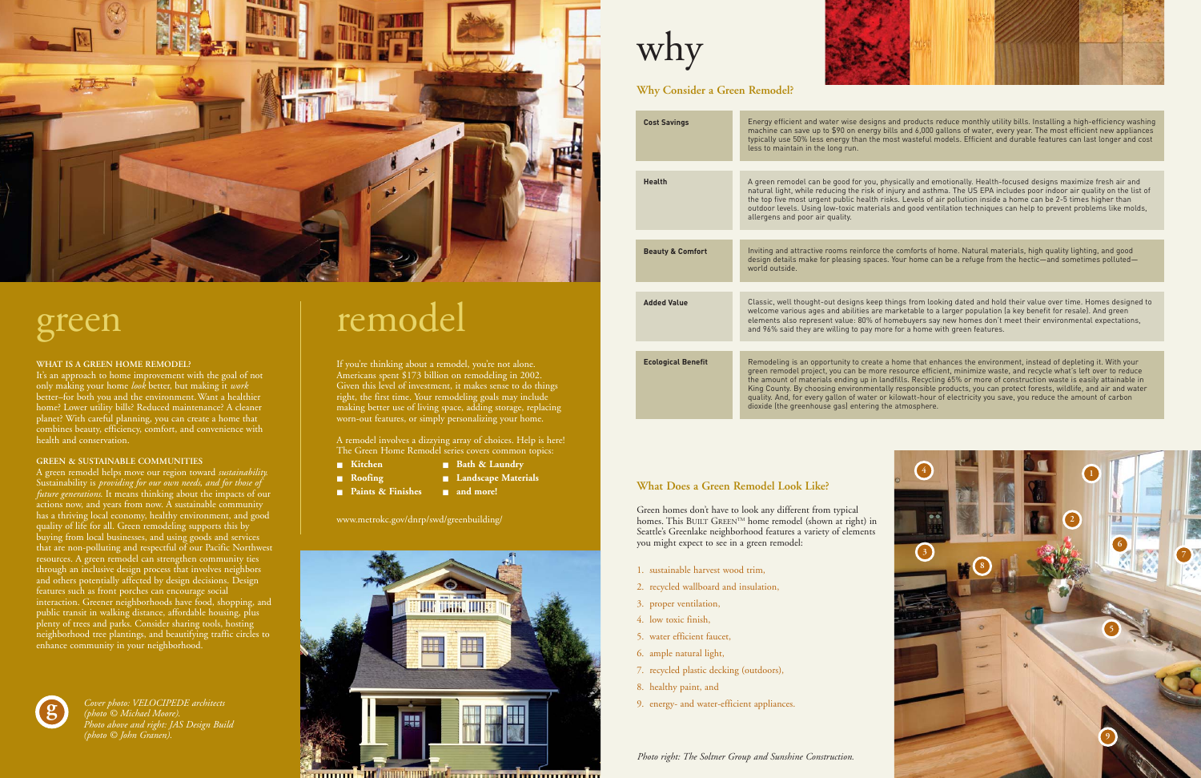# green

### WHAT IS A GREEN HOME REMODEL?

It's an approach to home improvement with the goal of not only making your home *look* better, but making it *work* better–for both you and the environment. Want a healthier home? Lower utility bills? Reduced maintenance? A cleaner planet? With careful planning, you can create a home that combines beauty, efficiency, comfort, and convenience with health and conservation.

### GREEN & SUSTAINABLE COMMUNITIES

A green remodel helps move our region toward *sustainability.* Sustainability is *providing for our own needs, and for those of future generations.* It means thinking about the impacts of our actions now, and years from now. A sustainable community has a thriving local economy, healthy environment, and good quality of life for all. Green remodeling supports this by buying from local businesses, and using goods and services that are non-polluting and respectful of our Pacific Northwest resources. A green remodel can strengthen community ties through an inclusive design process that involves neighbors and others potentially affected by design decisions. Design features such as front porches can encourage social interaction. Greener neighborhoods have food, shopping, and public transit in walking distance, affordable housing, plus plenty of trees and parks. Consider sharing tools, hosting neighborhood tree plantings, and beautifying traffic circles to enhance community in your neighborhood.

*Cover photo: VELOCIPEDE architects (photo © Michael Moore).*
*Photo above and right: JAS Design Build (photo © John Granen).*

# remodel

If you're thinking about a remodel, you're not alone. Americans spent $173 billion on remodeling in 2002. Given this level of investment, it makes sense to do things right, the first time. Your remodeling goals may include making better use of living space, adding storage, replacing worn-out features, or simply personalizing your home.

A remodel involves a dizzying array of choices. Help is here! The Green Home Remodel series covers common topics:

- **Kitchen**
- **Roofing**
- **Paints & Finishes**
- **Bath & Laundry**
- **Landscape Materials**
- **and more!**

www.metrokc.gov/dnrp/swd/greenbuilding/

# why

## Why Consider a Green Remodel?

| | |
|---|---|
| **Cost Savings** | Energy efficient and water wise designs and products reduce monthly utility bills. Installing a high-efficiency washing machine can save up to $90 on energy bills and 6,000 gallons of water, every year. The most efficient new appliances typically use 50% less energy than the most wasteful models. Efficient and durable features can last longer and cost less to maintain in the long run. |
| **Health** | A green remodel can be good for you, physically and emotionally. Health-focused designs maximize fresh air and natural light, while reducing the risk of injury and asthma. The US EPA includes poor indoor air quality on the list of the top five most urgent public health risks. Levels of air pollution inside a home can be 2-5 times higher than outdoor levels. Using low-toxic materials and good ventilation techniques can help to prevent problems like molds, allergens and poor air quality. |
| **Beauty & Comfort** | Inviting and attractive rooms reinforce the comforts of home. Natural materials, high quality lighting, and good design details make for pleasing spaces. Your home can be a refuge from the hectic—and sometimes polluted—world outside. |
| **Added Value** | Classic, well thought-out designs keep things from looking dated and hold their value over time. Homes designed to welcome various ages and abilities are marketable to a larger population (a key benefit for resale). And green elements also represent value: 80% of homebuyers say new homes don't meet their environmental expectations, and 96% said they are willing to pay more for a home with green features. |
| **Ecological Benefit** | Remodeling is an opportunity to create a home that enhances the environment, instead of depleting it. With your green remodel project, you can be more resource efficient, minimize waste, and recycle what's left over to reduce the amount of materials ending up in landfills. Recycling 65% or more of construction waste is easily attainable in King County. By choosing environmentally responsible products, you can protect forests, wildlife, and air and water quality. And, for every gallon of water or kilowatt-hour of electricity you save, you reduce the amount of carbon dioxide (the greenhouse gas) entering the atmosphere. |

## What Does a Green Remodel Look Like?

Green homes don't have to look any different from typical homes. This BUILT GREEN™ home remodel (shown at right) in Seattle's Greenlake neighborhood features a variety of elements you might expect to see in a green remodel:

1. sustainable harvest wood trim,
2. recycled wallboard and insulation,
3. proper ventilation,
4. low toxic finish,
5. water efficient faucet,
6. ample natural light,
7. recycled plastic decking (outdoors),
8. healthy paint, and
9. energy- and water-efficient appliances.

*Photo right: The Soltner Group and Sunshine Construction.*